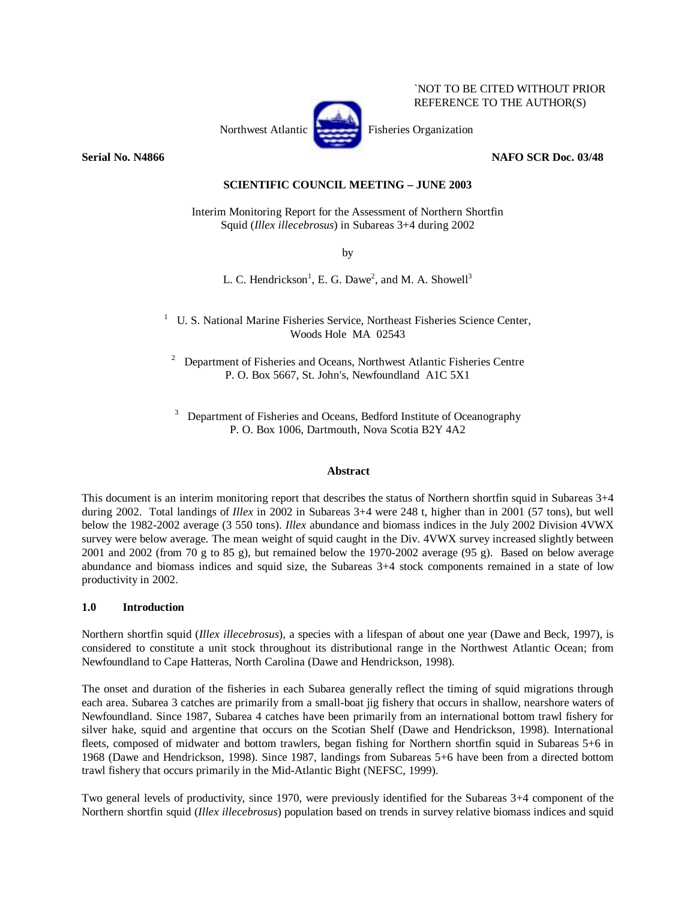`NOT TO BE CITED WITHOUT PRIOR REFERENCE TO THE AUTHOR(S)

Northwest Atlantic Fisheries Organization

**Serial No. N4866** **NAFO SCR Doc. 03/48**

**SCIENTIFIC COUNCIL MEETING – JUNE 2003**

Interim Monitoring Report for the Assessment of Northern Shortfin Squid (*Illex illecebrosus*) in Subareas 3+4 during 2002

by

L. C. Hendrickson[1], E. G. Dawe[2], and M. A. Showell[3]

[1] U. S. National Marine Fisheries Service, Northeast Fisheries Science Center, Woods Hole MA 02543

[2] Department of Fisheries and Oceans, Northwest Atlantic Fisheries Centre P. O. Box 5667, St. John's, Newfoundland A1C 5X1

[3] Department of Fisheries and Oceans, Bedford Institute of Oceanography P. O. Box 1006, Dartmouth, Nova Scotia B2Y 4A2

**Abstract**

This document is an interim monitoring report that describes the status of Northern shortfin squid in Subareas 3+4 during 2002. Total landings of *Illex* in 2002 in Subareas 3+4 were 248 t, higher than in 2001 (57 tons), but well below the 1982-2002 average (3 550 tons). *Illex* abundance and biomass indices in the July 2002 Division 4VWX survey were below average. The mean weight of squid caught in the Div. 4VWX survey increased slightly between 2001 and 2002 (from 70 g to 85 g), but remained below the 1970-2002 average (95 g). Based on below average abundance and biomass indices and squid size, the Subareas 3+4 stock components remained in a state of low productivity in 2002.

## 1.0 Introduction

Northern shortfin squid (*Illex illecebrosus*), a species with a lifespan of about one year (Dawe and Beck, 1997), is considered to constitute a unit stock throughout its distributional range in the Northwest Atlantic Ocean; from Newfoundland to Cape Hatteras, North Carolina (Dawe and Hendrickson, 1998).

The onset and duration of the fisheries in each Subarea generally reflect the timing of squid migrations through each area. Subarea 3 catches are primarily from a small-boat jig fishery that occurs in shallow, nearshore waters of Newfoundland. Since 1987, Subarea 4 catches have been primarily from an international bottom trawl fishery for silver hake, squid and argentine that occurs on the Scotian Shelf (Dawe and Hendrickson, 1998). International fleets, composed of midwater and bottom trawlers, began fishing for Northern shortfin squid in Subareas 5+6 in 1968 (Dawe and Hendrickson, 1998). Since 1987, landings from Subareas 5+6 have been from a directed bottom trawl fishery that occurs primarily in the Mid-Atlantic Bight (NEFSC, 1999).

Two general levels of productivity, since 1970, were previously identified for the Subareas 3+4 component of the Northern shortfin squid (*Illex illecebrosus*) population based on trends in survey relative biomass indices and squid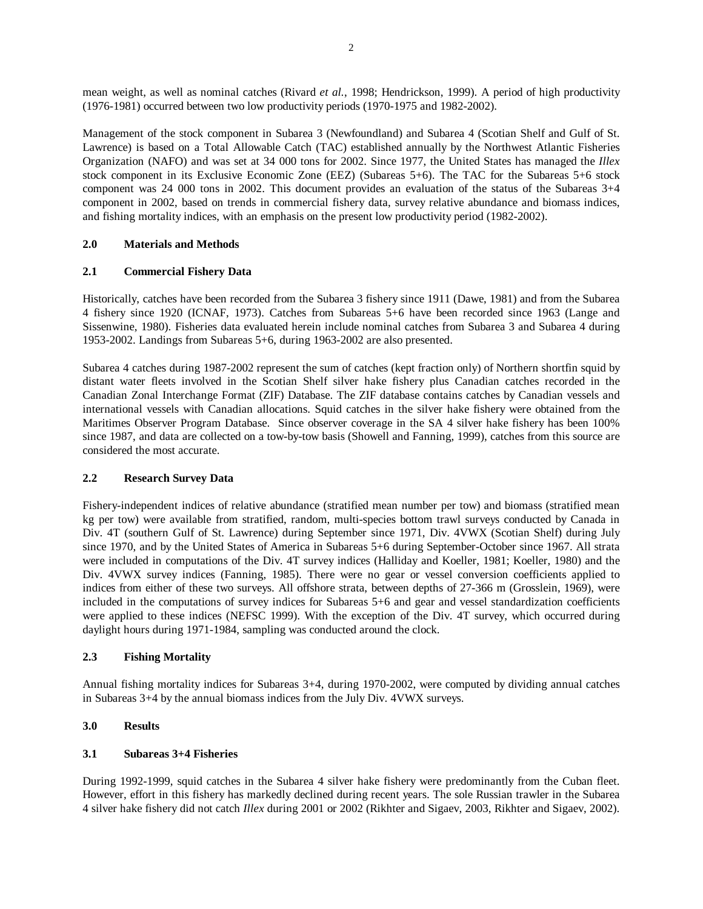mean weight, as well as nominal catches (Rivard *et al.*, 1998; Hendrickson, 1999). A period of high productivity (1976-1981) occurred between two low productivity periods (1970-1975 and 1982-2002).

Management of the stock component in Subarea 3 (Newfoundland) and Subarea 4 (Scotian Shelf and Gulf of St. Lawrence) is based on a Total Allowable Catch (TAC) established annually by the Northwest Atlantic Fisheries Organization (NAFO) and was set at 34 000 tons for 2002. Since 1977, the United States has managed the *Illex* stock component in its Exclusive Economic Zone (EEZ) (Subareas 5+6). The TAC for the Subareas 5+6 stock component was 24 000 tons in 2002. This document provides an evaluation of the status of the Subareas 3+4 component in 2002, based on trends in commercial fishery data, survey relative abundance and biomass indices, and fishing mortality indices, with an emphasis on the present low productivity period (1982-2002).

## 2.0 Materials and Methods

### 2.1 Commercial Fishery Data

Historically, catches have been recorded from the Subarea 3 fishery since 1911 (Dawe, 1981) and from the Subarea 4 fishery since 1920 (ICNAF, 1973). Catches from Subareas 5+6 have been recorded since 1963 (Lange and Sissenwine, 1980). Fisheries data evaluated herein include nominal catches from Subarea 3 and Subarea 4 during 1953-2002. Landings from Subareas 5+6, during 1963-2002 are also presented.

Subarea 4 catches during 1987-2002 represent the sum of catches (kept fraction only) of Northern shortfin squid by distant water fleets involved in the Scotian Shelf silver hake fishery plus Canadian catches recorded in the Canadian Zonal Interchange Format (ZIF) Database. The ZIF database contains catches by Canadian vessels and international vessels with Canadian allocations. Squid catches in the silver hake fishery were obtained from the Maritimes Observer Program Database. Since observer coverage in the SA 4 silver hake fishery has been 100% since 1987, and data are collected on a tow-by-tow basis (Showell and Fanning, 1999), catches from this source are considered the most accurate.

### 2.2 Research Survey Data

Fishery-independent indices of relative abundance (stratified mean number per tow) and biomass (stratified mean kg per tow) were available from stratified, random, multi-species bottom trawl surveys conducted by Canada in Div. 4T (southern Gulf of St. Lawrence) during September since 1971, Div. 4VWX (Scotian Shelf) during July since 1970, and by the United States of America in Subareas 5+6 during September-October since 1967. All strata were included in computations of the Div. 4T survey indices (Halliday and Koeller, 1981; Koeller, 1980) and the Div. 4VWX survey indices (Fanning, 1985). There were no gear or vessel conversion coefficients applied to indices from either of these two surveys. All offshore strata, between depths of 27-366 m (Grosslein, 1969), were included in the computations of survey indices for Subareas 5+6 and gear and vessel standardization coefficients were applied to these indices (NEFSC 1999). With the exception of the Div. 4T survey, which occurred during daylight hours during 1971-1984, sampling was conducted around the clock.

### 2.3 Fishing Mortality

Annual fishing mortality indices for Subareas 3+4, during 1970-2002, were computed by dividing annual catches in Subareas 3+4 by the annual biomass indices from the July Div. 4VWX surveys.

## 3.0 Results

### 3.1 Subareas 3+4 Fisheries

During 1992-1999, squid catches in the Subarea 4 silver hake fishery were predominantly from the Cuban fleet. However, effort in this fishery has markedly declined during recent years. The sole Russian trawler in the Subarea 4 silver hake fishery did not catch *Illex* during 2001 or 2002 (Rikhter and Sigaev, 2003, Rikhter and Sigaev, 2002).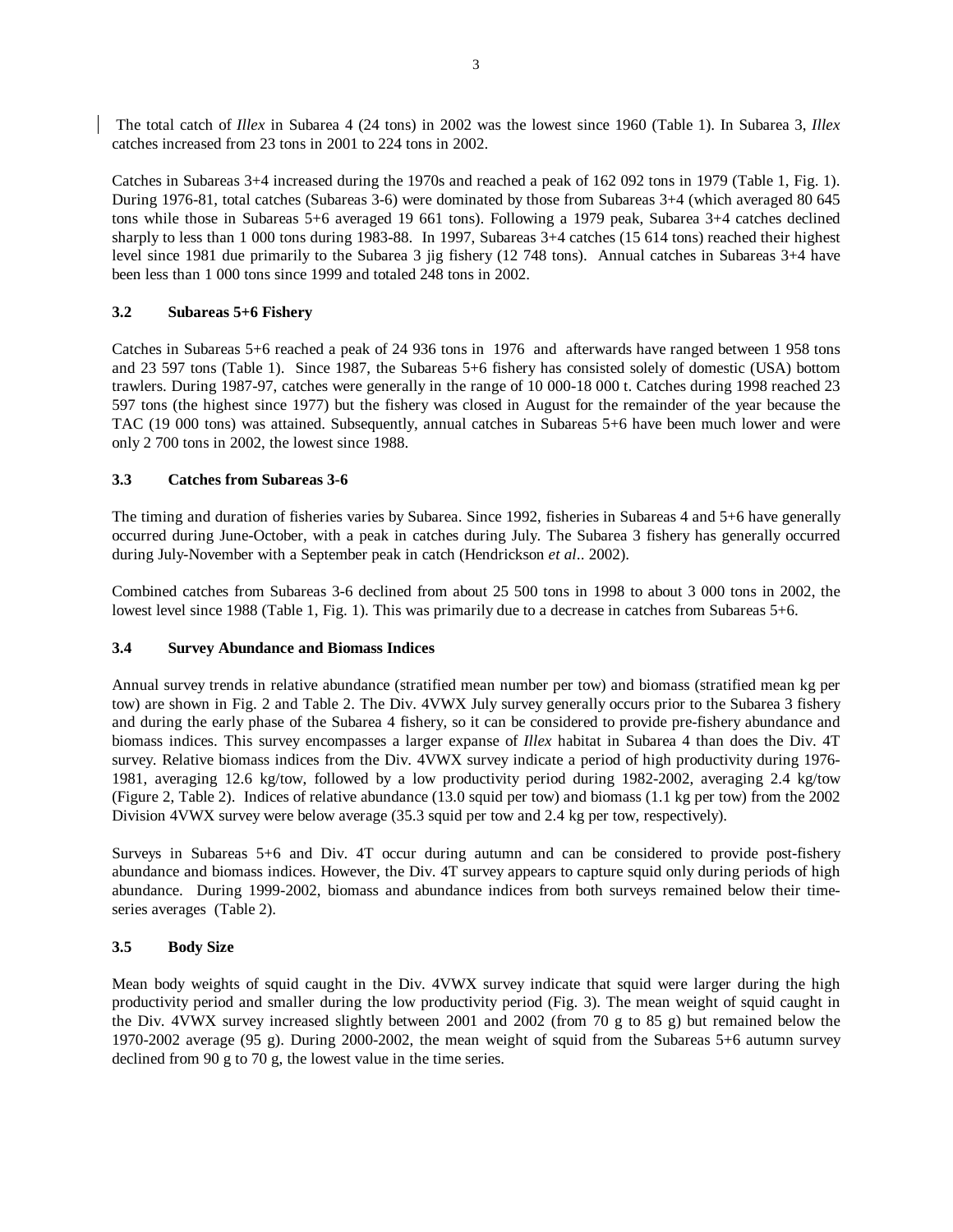The total catch of *Illex* in Subarea 4 (24 tons) in 2002 was the lowest since 1960 (Table 1). In Subarea 3, *Illex* catches increased from 23 tons in 2001 to 224 tons in 2002.

Catches in Subareas 3+4 increased during the 1970s and reached a peak of 162 092 tons in 1979 (Table 1, Fig. 1). During 1976-81, total catches (Subareas 3-6) were dominated by those from Subareas 3+4 (which averaged 80 645 tons while those in Subareas 5+6 averaged 19 661 tons). Following a 1979 peak, Subarea 3+4 catches declined sharply to less than 1 000 tons during 1983-88. In 1997, Subareas 3+4 catches (15 614 tons) reached their highest level since 1981 due primarily to the Subarea 3 jig fishery (12 748 tons). Annual catches in Subareas 3+4 have been less than 1 000 tons since 1999 and totaled 248 tons in 2002.

### 3.2 Subareas 5+6 Fishery

Catches in Subareas 5+6 reached a peak of 24 936 tons in 1976 and afterwards have ranged between 1 958 tons and 23 597 tons (Table 1). Since 1987, the Subareas 5+6 fishery has consisted solely of domestic (USA) bottom trawlers. During 1987-97, catches were generally in the range of 10 000-18 000 t. Catches during 1998 reached 23 597 tons (the highest since 1977) but the fishery was closed in August for the remainder of the year because the TAC (19 000 tons) was attained. Subsequently, annual catches in Subareas 5+6 have been much lower and were only 2 700 tons in 2002, the lowest since 1988.

### 3.3 Catches from Subareas 3-6

The timing and duration of fisheries varies by Subarea. Since 1992, fisheries in Subareas 4 and 5+6 have generally occurred during June-October, with a peak in catches during July. The Subarea 3 fishery has generally occurred during July-November with a September peak in catch (Hendrickson *et al*.. 2002).

Combined catches from Subareas 3-6 declined from about 25 500 tons in 1998 to about 3 000 tons in 2002, the lowest level since 1988 (Table 1, Fig. 1). This was primarily due to a decrease in catches from Subareas 5+6.

### 3.4 Survey Abundance and Biomass Indices

Annual survey trends in relative abundance (stratified mean number per tow) and biomass (stratified mean kg per tow) are shown in Fig. 2 and Table 2. The Div. 4VWX July survey generally occurs prior to the Subarea 3 fishery and during the early phase of the Subarea 4 fishery, so it can be considered to provide pre-fishery abundance and biomass indices. This survey encompasses a larger expanse of *Illex* habitat in Subarea 4 than does the Div. 4T survey. Relative biomass indices from the Div. 4VWX survey indicate a period of high productivity during 1976-1981, averaging 12.6 kg/tow, followed by a low productivity period during 1982-2002, averaging 2.4 kg/tow (Figure 2, Table 2). Indices of relative abundance (13.0 squid per tow) and biomass (1.1 kg per tow) from the 2002 Division 4VWX survey were below average (35.3 squid per tow and 2.4 kg per tow, respectively).

Surveys in Subareas 5+6 and Div. 4T occur during autumn and can be considered to provide post-fishery abundance and biomass indices. However, the Div. 4T survey appears to capture squid only during periods of high abundance. During 1999-2002, biomass and abundance indices from both surveys remained below their time-series averages (Table 2).

### 3.5 Body Size

Mean body weights of squid caught in the Div. 4VWX survey indicate that squid were larger during the high productivity period and smaller during the low productivity period (Fig. 3). The mean weight of squid caught in the Div. 4VWX survey increased slightly between 2001 and 2002 (from 70 g to 85 g) but remained below the 1970-2002 average (95 g). During 2000-2002, the mean weight of squid from the Subareas 5+6 autumn survey declined from 90 g to 70 g, the lowest value in the time series.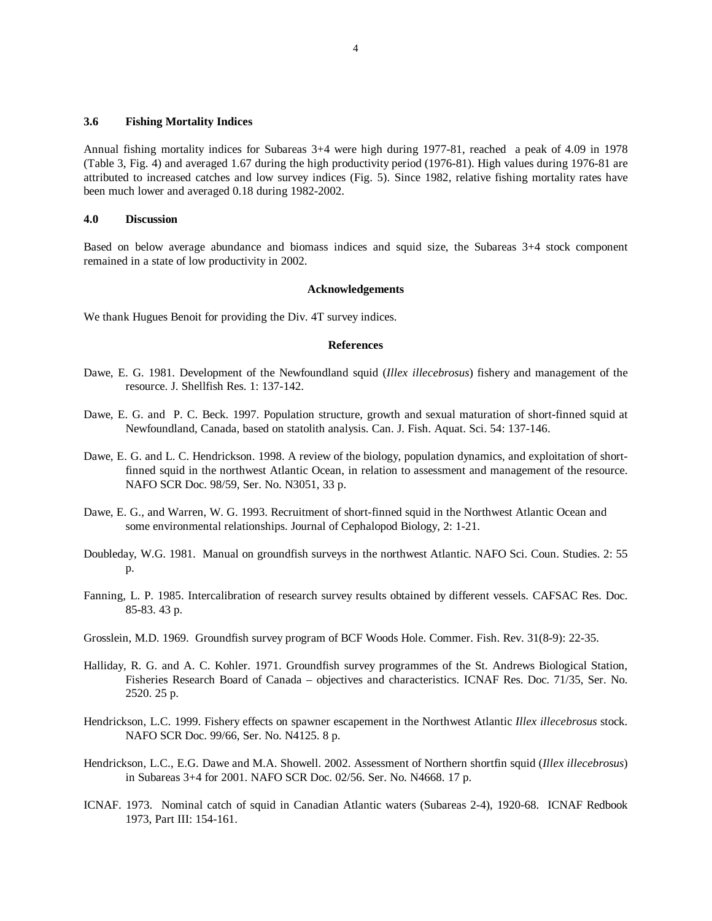### 3.6 Fishing Mortality Indices

Annual fishing mortality indices for Subareas 3+4 were high during 1977-81, reached a peak of 4.09 in 1978 (Table 3, Fig. 4) and averaged 1.67 during the high productivity period (1976-81). High values during 1976-81 are attributed to increased catches and low survey indices (Fig. 5). Since 1982, relative fishing mortality rates have been much lower and averaged 0.18 during 1982-2002.

## 4.0 Discussion

Based on below average abundance and biomass indices and squid size, the Subareas 3+4 stock component remained in a state of low productivity in 2002.

## Acknowledgements

We thank Hugues Benoit for providing the Div. 4T survey indices.

## References

Dawe, E. G. 1981. Development of the Newfoundland squid (*Illex illecebrosus*) fishery and management of the resource. J. Shellfish Res. 1: 137-142.

Dawe, E. G. and P. C. Beck. 1997. Population structure, growth and sexual maturation of short-finned squid at Newfoundland, Canada, based on statolith analysis. Can. J. Fish. Aquat. Sci. 54: 137-146.

Dawe, E. G. and L. C. Hendrickson. 1998. A review of the biology, population dynamics, and exploitation of short-finned squid in the northwest Atlantic Ocean, in relation to assessment and management of the resource. NAFO SCR Doc. 98/59, Ser. No. N3051, 33 p.

Dawe, E. G., and Warren, W. G. 1993. Recruitment of short-finned squid in the Northwest Atlantic Ocean and some environmental relationships. Journal of Cephalopod Biology, 2: 1-21.

Doubleday, W.G. 1981. Manual on groundfish surveys in the northwest Atlantic. NAFO Sci. Coun. Studies. 2: 55 p.

Fanning, L. P. 1985. Intercalibration of research survey results obtained by different vessels. CAFSAC Res. Doc. 85-83. 43 p.

Grosslein, M.D. 1969. Groundfish survey program of BCF Woods Hole. Commer. Fish. Rev. 31(8-9): 22-35.

Halliday, R. G. and A. C. Kohler. 1971. Groundfish survey programmes of the St. Andrews Biological Station, Fisheries Research Board of Canada – objectives and characteristics. ICNAF Res. Doc. 71/35, Ser. No. 2520. 25 p.

Hendrickson, L.C. 1999. Fishery effects on spawner escapement in the Northwest Atlantic *Illex illecebrosus* stock. NAFO SCR Doc. 99/66, Ser. No. N4125. 8 p.

Hendrickson, L.C., E.G. Dawe and M.A. Showell. 2002. Assessment of Northern shortfin squid (*Illex illecebrosus*) in Subareas 3+4 for 2001. NAFO SCR Doc. 02/56. Ser. No. N4668. 17 p.

ICNAF. 1973. Nominal catch of squid in Canadian Atlantic waters (Subareas 2-4), 1920-68. ICNAF Redbook 1973, Part III: 154-161.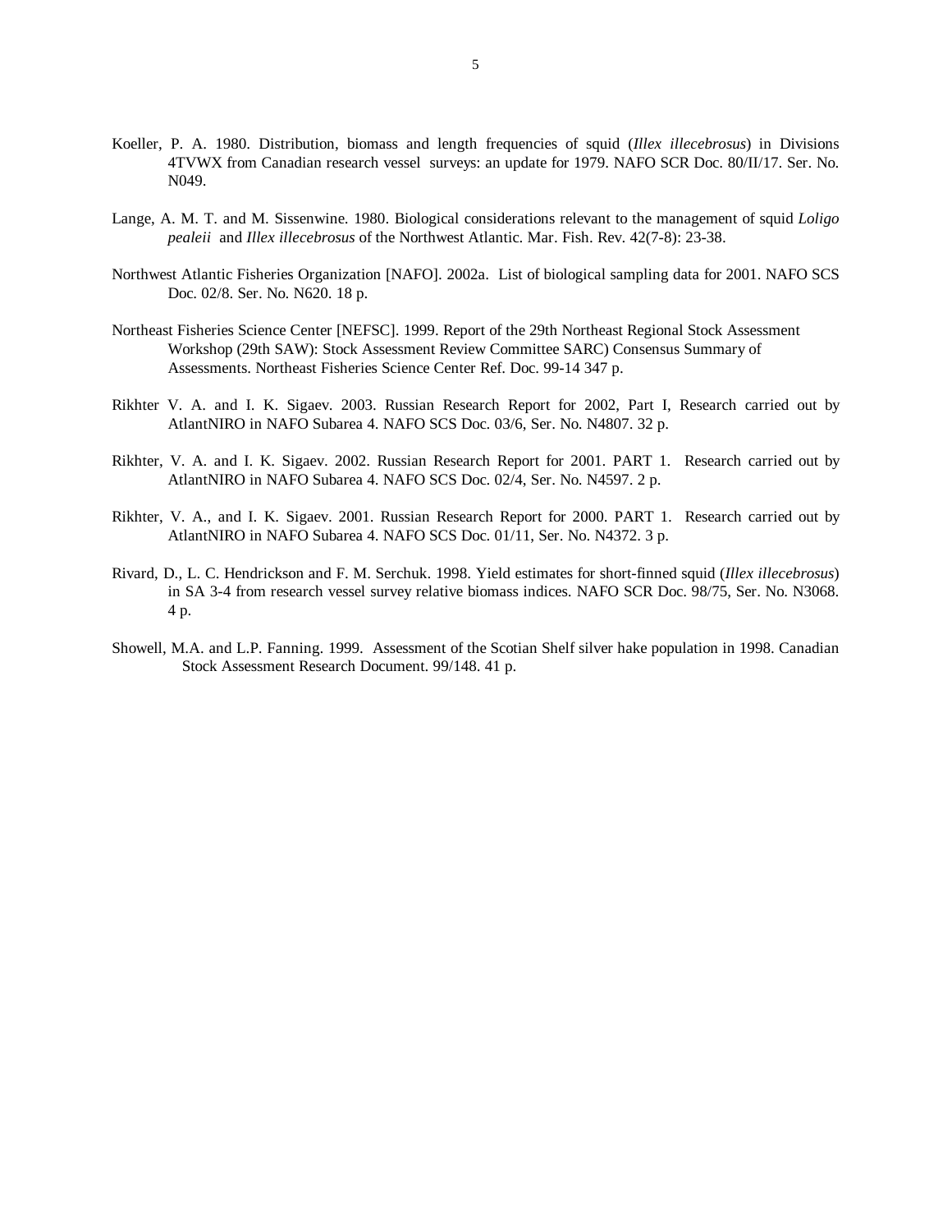Koeller, P. A. 1980. Distribution, biomass and length frequencies of squid (*Illex illecebrosus*) in Divisions 4TVWX from Canadian research vessel surveys: an update for 1979. NAFO SCR Doc. 80/II/17. Ser. No. N049.

Lange, A. M. T. and M. Sissenwine. 1980. Biological considerations relevant to the management of squid *Loligo pealeii* and *Illex illecebrosus* of the Northwest Atlantic. Mar. Fish. Rev. 42(7-8): 23-38.

Northwest Atlantic Fisheries Organization [NAFO]. 2002a. List of biological sampling data for 2001. NAFO SCS Doc. 02/8. Ser. No. N620. 18 p.

Northeast Fisheries Science Center [NEFSC]. 1999. Report of the 29th Northeast Regional Stock Assessment Workshop (29th SAW): Stock Assessment Review Committee SARC) Consensus Summary of Assessments. Northeast Fisheries Science Center Ref. Doc. 99-14 347 p.

Rikhter V. A. and I. K. Sigaev. 2003. Russian Research Report for 2002, Part I, Research carried out by AtlantNIRO in NAFO Subarea 4. NAFO SCS Doc. 03/6, Ser. No. N4807. 32 p.

Rikhter, V. A. and I. K. Sigaev. 2002. Russian Research Report for 2001. PART 1. Research carried out by AtlantNIRO in NAFO Subarea 4. NAFO SCS Doc. 02/4, Ser. No. N4597. 2 p.

Rikhter, V. A., and I. K. Sigaev. 2001. Russian Research Report for 2000. PART 1. Research carried out by AtlantNIRO in NAFO Subarea 4. NAFO SCS Doc. 01/11, Ser. No. N4372. 3 p.

Rivard, D., L. C. Hendrickson and F. M. Serchuk. 1998. Yield estimates for short-finned squid (*Illex illecebrosus*) in SA 3-4 from research vessel survey relative biomass indices. NAFO SCR Doc. 98/75, Ser. No. N3068. 4 p.

Showell, M.A. and L.P. Fanning. 1999. Assessment of the Scotian Shelf silver hake population in 1998. Canadian Stock Assessment Research Document. 99/148. 41 p.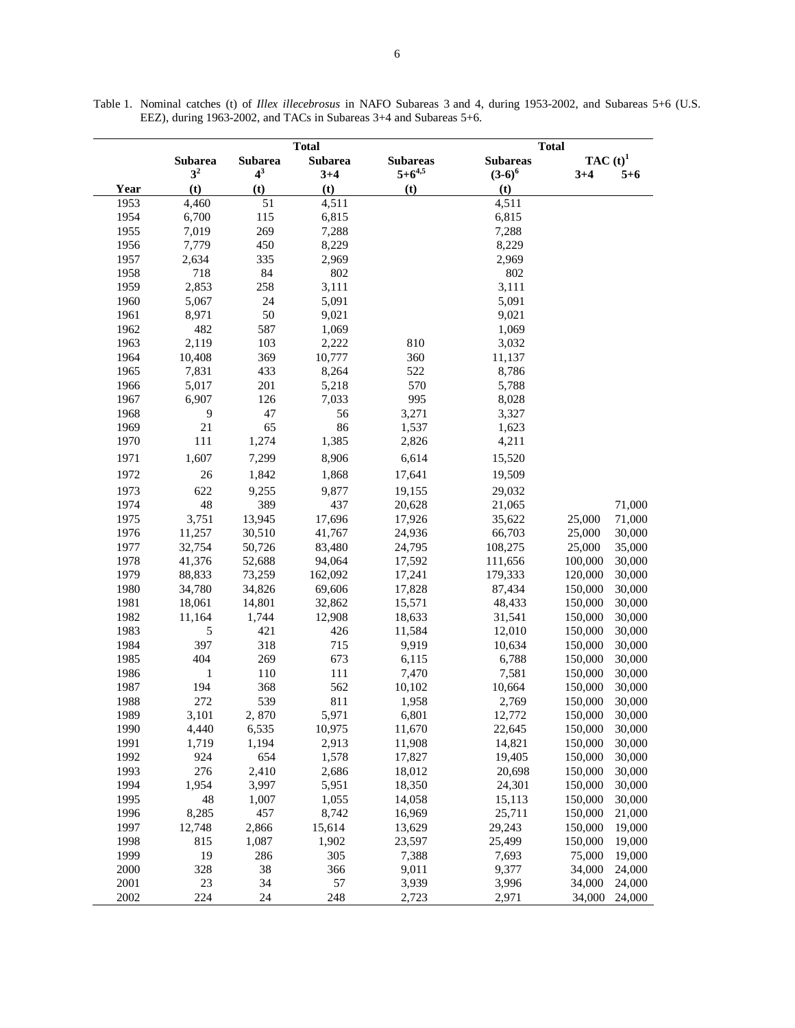Table 1. Nominal catches (t) of *Illex illecebrosus* in NAFO Subareas 3 and 4, during 1953-2002, and Subareas 5+6 (U.S. EEZ), during 1963-2002, and TACs in Subareas 3+4 and Subareas 5+6.

| Year | Subarea 3[2] (t) | Subarea 4[3] (t) | Total Subarea 3+4 (t) | Subareas 5+6[4,5] (t) | Total Subareas (3-6)[6] (t) | TAC (t)[1] 3+4 | TAC (t)[1] 5+6 |
|---|---|---|---|---|---|---|---|
| 1953 | 4,460 | 51 | 4,511 | | 4,511 | | |
| 1954 | 6,700 | 115 | 6,815 | | 6,815 | | |
| 1955 | 7,019 | 269 | 7,288 | | 7,288 | | |
| 1956 | 7,779 | 450 | 8,229 | | 8,229 | | |
| 1957 | 2,634 | 335 | 2,969 | | 2,969 | | |
| 1958 | 718 | 84 | 802 | | 802 | | |
| 1959 | 2,853 | 258 | 3,111 | | 3,111 | | |
| 1960 | 5,067 | 24 | 5,091 | | 5,091 | | |
| 1961 | 8,971 | 50 | 9,021 | | 9,021 | | |
| 1962 | 482 | 587 | 1,069 | | 1,069 | | |
| 1963 | 2,119 | 103 | 2,222 | 810 | 3,032 | | |
| 1964 | 10,408 | 369 | 10,777 | 360 | 11,137 | | |
| 1965 | 7,831 | 433 | 8,264 | 522 | 8,786 | | |
| 1966 | 5,017 | 201 | 5,218 | 570 | 5,788 | | |
| 1967 | 6,907 | 126 | 7,033 | 995 | 8,028 | | |
| 1968 | 9 | 47 | 56 | 3,271 | 3,327 | | |
| 1969 | 21 | 65 | 86 | 1,537 | 1,623 | | |
| 1970 | 111 | 1,274 | 1,385 | 2,826 | 4,211 | | |
| 1971 | 1,607 | 7,299 | 8,906 | 6,614 | 15,520 | | |
| 1972 | 26 | 1,842 | 1,868 | 17,641 | 19,509 | | |
| 1973 | 622 | 9,255 | 9,877 | 19,155 | 29,032 | | |
| 1974 | 48 | 389 | 437 | 20,628 | 21,065 | | 71,000 |
| 1975 | 3,751 | 13,945 | 17,696 | 17,926 | 35,622 | 25,000 | 71,000 |
| 1976 | 11,257 | 30,510 | 41,767 | 24,936 | 66,703 | 25,000 | 30,000 |
| 1977 | 32,754 | 50,726 | 83,480 | 24,795 | 108,275 | 25,000 | 35,000 |
| 1978 | 41,376 | 52,688 | 94,064 | 17,592 | 111,656 | 100,000 | 30,000 |
| 1979 | 88,833 | 73,259 | 162,092 | 17,241 | 179,333 | 120,000 | 30,000 |
| 1980 | 34,780 | 34,826 | 69,606 | 17,828 | 87,434 | 150,000 | 30,000 |
| 1981 | 18,061 | 14,801 | 32,862 | 15,571 | 48,433 | 150,000 | 30,000 |
| 1982 | 11,164 | 1,744 | 12,908 | 18,633 | 31,541 | 150,000 | 30,000 |
| 1983 | 5 | 421 | 426 | 11,584 | 12,010 | 150,000 | 30,000 |
| 1984 | 397 | 318 | 715 | 9,919 | 10,634 | 150,000 | 30,000 |
| 1985 | 404 | 269 | 673 | 6,115 | 6,788 | 150,000 | 30,000 |
| 1986 | 1 | 110 | 111 | 7,470 | 7,581 | 150,000 | 30,000 |
| 1987 | 194 | 368 | 562 | 10,102 | 10,664 | 150,000 | 30,000 |
| 1988 | 272 | 539 | 811 | 1,958 | 2,769 | 150,000 | 30,000 |
| 1989 | 3,101 | 2, 870 | 5,971 | 6,801 | 12,772 | 150,000 | 30,000 |
| 1990 | 4,440 | 6,535 | 10,975 | 11,670 | 22,645 | 150,000 | 30,000 |
| 1991 | 1,719 | 1,194 | 2,913 | 11,908 | 14,821 | 150,000 | 30,000 |
| 1992 | 924 | 654 | 1,578 | 17,827 | 19,405 | 150,000 | 30,000 |
| 1993 | 276 | 2,410 | 2,686 | 18,012 | 20,698 | 150,000 | 30,000 |
| 1994 | 1,954 | 3,997 | 5,951 | 18,350 | 24,301 | 150,000 | 30,000 |
| 1995 | 48 | 1,007 | 1,055 | 14,058 | 15,113 | 150,000 | 30,000 |
| 1996 | 8,285 | 457 | 8,742 | 16,969 | 25,711 | 150,000 | 21,000 |
| 1997 | 12,748 | 2,866 | 15,614 | 13,629 | 29,243 | 150,000 | 19,000 |
| 1998 | 815 | 1,087 | 1,902 | 23,597 | 25,499 | 150,000 | 19,000 |
| 1999 | 19 | 286 | 305 | 7,388 | 7,693 | 75,000 | 19,000 |
| 2000 | 328 | 38 | 366 | 9,011 | 9,377 | 34,000 | 24,000 |
| 2001 | 23 | 34 | 57 | 3,939 | 3,996 | 34,000 | 24,000 |
| 2002 | 224 | 24 | 248 | 2,723 | 2,971 | 34,000 | 24,000 |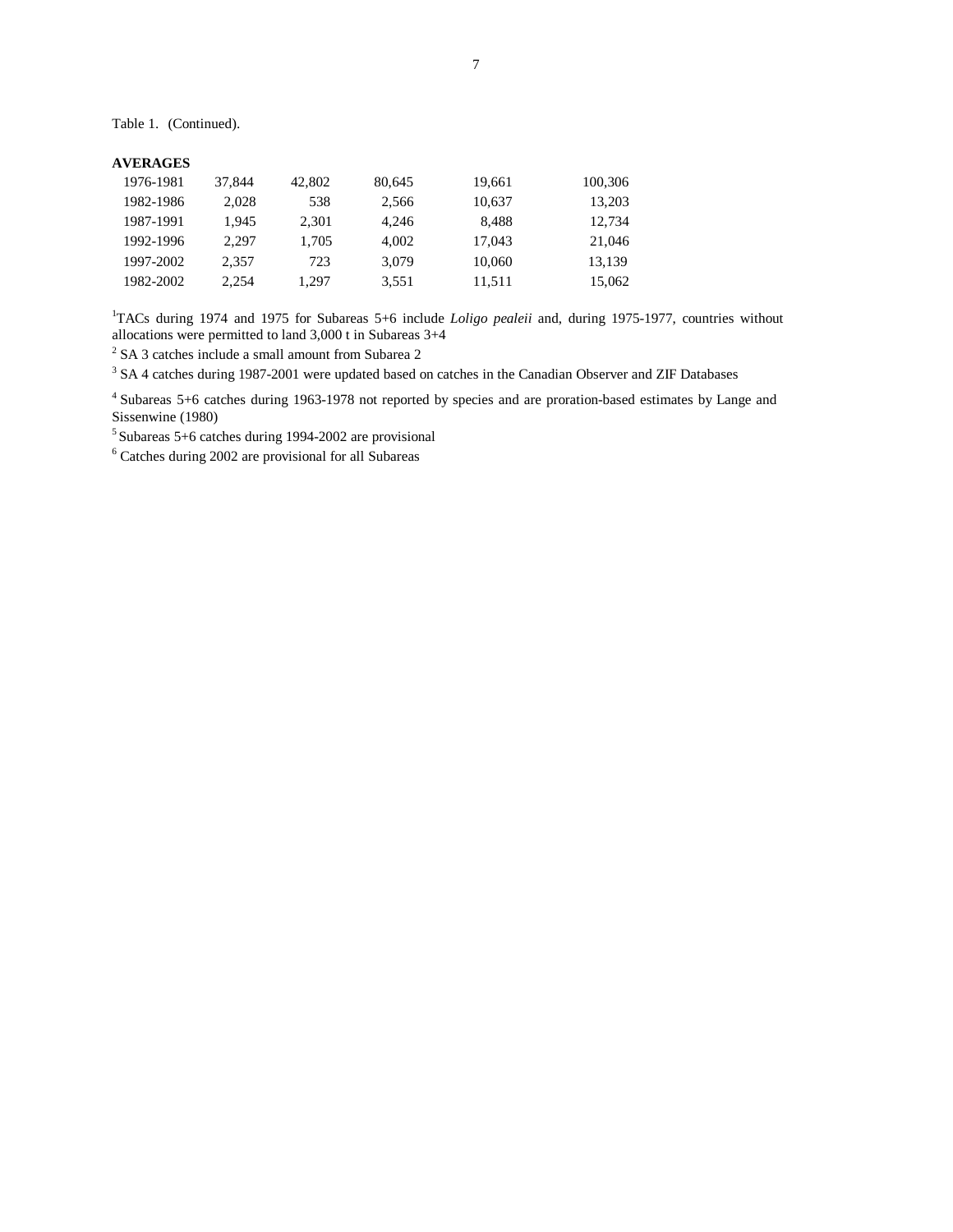Table 1. (Continued).

| **AVERAGES** | | | | | |
|---|---|---|---|---|---|
| 1976-1981 | 37,844 | 42,802 | 80,645 | 19,661 | 100,306 |
| 1982-1986 | 2,028 | 538 | 2,566 | 10,637 | 13,203 |
| 1987-1991 | 1,945 | 2,301 | 4,246 | 8,488 | 12,734 |
| 1992-1996 | 2,297 | 1,705 | 4,002 | 17,043 | 21,046 |
| 1997-2002 | 2,357 | 723 | 3,079 | 10,060 | 13,139 |
| 1982-2002 | 2,254 | 1,297 | 3,551 | 11,511 | 15,062 |

[1]TACs during 1974 and 1975 for Subareas 5+6 include *Loligo pealeii* and, during 1975-1977, countries without allocations were permitted to land 3,000 t in Subareas 3+4

[2] SA 3 catches include a small amount from Subarea 2

[3] SA 4 catches during 1987-2001 were updated based on catches in the Canadian Observer and ZIF Databases

[4] Subareas 5+6 catches during 1963-1978 not reported by species and are proration-based estimates by Lange and Sissenwine (1980)

[5] Subareas 5+6 catches during 1994-2002 are provisional

[6] Catches during 2002 are provisional for all Subareas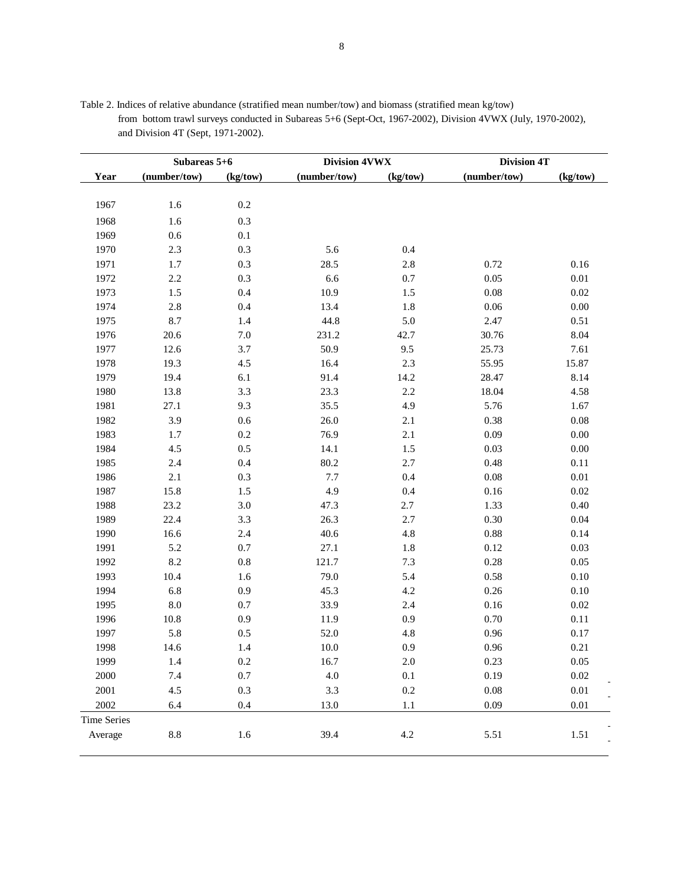Table 2. Indices of relative abundance (stratified mean number/tow) and biomass (stratified mean kg/tow) from bottom trawl surveys conducted in Subareas 5+6 (Sept-Oct, 1967-2002), Division 4VWX (July, 1970-2002), and Division 4T (Sept, 1971-2002).

| | Subareas 5+6 | | Division 4VWX | | Division 4T | |
|---|---|---|---|---|---|---|
| **Year** | **(number/tow)** | **(kg/tow)** | **(number/tow)** | **(kg/tow)** | **(number/tow)** | **(kg/tow)** |
| 1967 | 1.6 | 0.2 | | | | |
| 1968 | 1.6 | 0.3 | | | | |
| 1969 | 0.6 | 0.1 | | | | |
| 1970 | 2.3 | 0.3 | 5.6 | 0.4 | | |
| 1971 | 1.7 | 0.3 | 28.5 | 2.8 | 0.72 | 0.16 |
| 1972 | 2.2 | 0.3 | 6.6 | 0.7 | 0.05 | 0.01 |
| 1973 | 1.5 | 0.4 | 10.9 | 1.5 | 0.08 | 0.02 |
| 1974 | 2.8 | 0.4 | 13.4 | 1.8 | 0.06 | 0.00 |
| 1975 | 8.7 | 1.4 | 44.8 | 5.0 | 2.47 | 0.51 |
| 1976 | 20.6 | 7.0 | 231.2 | 42.7 | 30.76 | 8.04 |
| 1977 | 12.6 | 3.7 | 50.9 | 9.5 | 25.73 | 7.61 |
| 1978 | 19.3 | 4.5 | 16.4 | 2.3 | 55.95 | 15.87 |
| 1979 | 19.4 | 6.1 | 91.4 | 14.2 | 28.47 | 8.14 |
| 1980 | 13.8 | 3.3 | 23.3 | 2.2 | 18.04 | 4.58 |
| 1981 | 27.1 | 9.3 | 35.5 | 4.9 | 5.76 | 1.67 |
| 1982 | 3.9 | 0.6 | 26.0 | 2.1 | 0.38 | 0.08 |
| 1983 | 1.7 | 0.2 | 76.9 | 2.1 | 0.09 | 0.00 |
| 1984 | 4.5 | 0.5 | 14.1 | 1.5 | 0.03 | 0.00 |
| 1985 | 2.4 | 0.4 | 80.2 | 2.7 | 0.48 | 0.11 |
| 1986 | 2.1 | 0.3 | 7.7 | 0.4 | 0.08 | 0.01 |
| 1987 | 15.8 | 1.5 | 4.9 | 0.4 | 0.16 | 0.02 |
| 1988 | 23.2 | 3.0 | 47.3 | 2.7 | 1.33 | 0.40 |
| 1989 | 22.4 | 3.3 | 26.3 | 2.7 | 0.30 | 0.04 |
| 1990 | 16.6 | 2.4 | 40.6 | 4.8 | 0.88 | 0.14 |
| 1991 | 5.2 | 0.7 | 27.1 | 1.8 | 0.12 | 0.03 |
| 1992 | 8.2 | 0.8 | 121.7 | 7.3 | 0.28 | 0.05 |
| 1993 | 10.4 | 1.6 | 79.0 | 5.4 | 0.58 | 0.10 |
| 1994 | 6.8 | 0.9 | 45.3 | 4.2 | 0.26 | 0.10 |
| 1995 | 8.0 | 0.7 | 33.9 | 2.4 | 0.16 | 0.02 |
| 1996 | 10.8 | 0.9 | 11.9 | 0.9 | 0.70 | 0.11 |
| 1997 | 5.8 | 0.5 | 52.0 | 4.8 | 0.96 | 0.17 |
| 1998 | 14.6 | 1.4 | 10.0 | 0.9 | 0.96 | 0.21 |
| 1999 | 1.4 | 0.2 | 16.7 | 2.0 | 0.23 | 0.05 |
| 2000 | 7.4 | 0.7 | 4.0 | 0.1 | 0.19 | 0.02 |
| 2001 | 4.5 | 0.3 | 3.3 | 0.2 | 0.08 | 0.01 |
| 2002 | 6.4 | 0.4 | 13.0 | 1.1 | 0.09 | 0.01 |
| Time Series Average | 8.8 | 1.6 | 39.4 | 4.2 | 5.51 | 1.51 |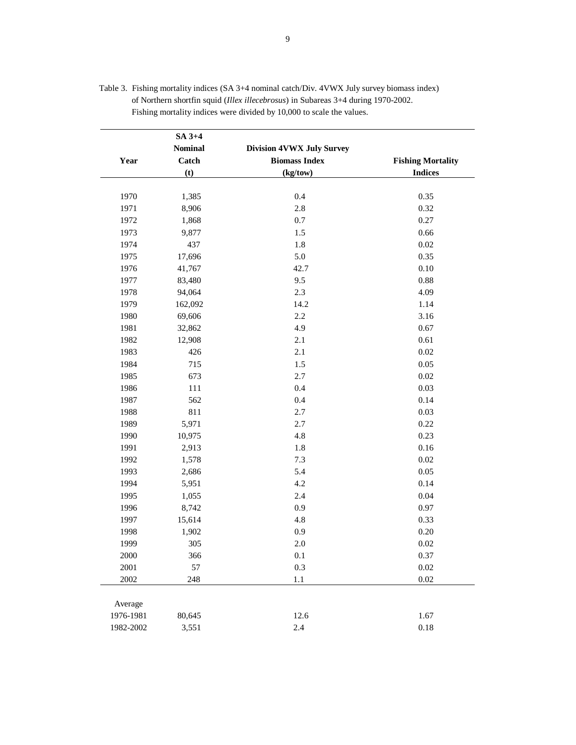Table 3. Fishing mortality indices (SA 3+4 nominal catch/Div. 4VWX July survey biomass index) of Northern shortfin squid (*Illex illecebrosus*) in Subareas 3+4 during 1970-2002. Fishing mortality indices were divided by 10,000 to scale the values.

| Year | SA 3+4 Nominal Catch (t) | Division 4VWX July Survey Biomass Index (kg/tow) | Fishing Mortality Indices |
|---|---|---|---|
| 1970 | 1,385 | 0.4 | 0.35 |
| 1971 | 8,906 | 2.8 | 0.32 |
| 1972 | 1,868 | 0.7 | 0.27 |
| 1973 | 9,877 | 1.5 | 0.66 |
| 1974 | 437 | 1.8 | 0.02 |
| 1975 | 17,696 | 5.0 | 0.35 |
| 1976 | 41,767 | 42.7 | 0.10 |
| 1977 | 83,480 | 9.5 | 0.88 |
| 1978 | 94,064 | 2.3 | 4.09 |
| 1979 | 162,092 | 14.2 | 1.14 |
| 1980 | 69,606 | 2.2 | 3.16 |
| 1981 | 32,862 | 4.9 | 0.67 |
| 1982 | 12,908 | 2.1 | 0.61 |
| 1983 | 426 | 2.1 | 0.02 |
| 1984 | 715 | 1.5 | 0.05 |
| 1985 | 673 | 2.7 | 0.02 |
| 1986 | 111 | 0.4 | 0.03 |
| 1987 | 562 | 0.4 | 0.14 |
| 1988 | 811 | 2.7 | 0.03 |
| 1989 | 5,971 | 2.7 | 0.22 |
| 1990 | 10,975 | 4.8 | 0.23 |
| 1991 | 2,913 | 1.8 | 0.16 |
| 1992 | 1,578 | 7.3 | 0.02 |
| 1993 | 2,686 | 5.4 | 0.05 |
| 1994 | 5,951 | 4.2 | 0.14 |
| 1995 | 1,055 | 2.4 | 0.04 |
| 1996 | 8,742 | 0.9 | 0.97 |
| 1997 | 15,614 | 4.8 | 0.33 |
| 1998 | 1,902 | 0.9 | 0.20 |
| 1999 | 305 | 2.0 | 0.02 |
| 2000 | 366 | 0.1 | 0.37 |
| 2001 | 57 | 0.3 | 0.02 |
| 2002 | 248 | 1.1 | 0.02 |
| Average | | | |
| 1976-1981 | 80,645 | 12.6 | 1.67 |
| 1982-2002 | 3,551 | 2.4 | 0.18 |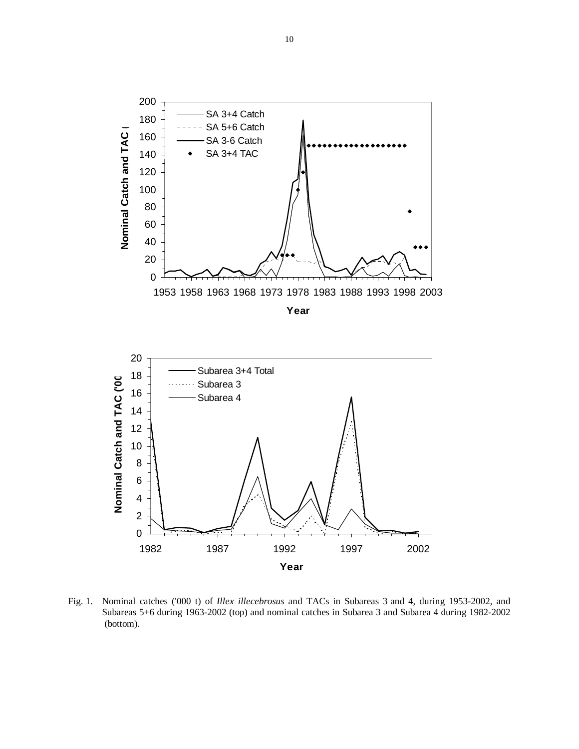Fig. 1. Nominal catches ('000 t) of *Illex illecebrosus* and TACs in Subareas 3 and 4, during 1953-2002, and Subareas 5+6 during 1963-2002 (top) and nominal catches in Subarea 3 and Subarea 4 during 1982-2002 (bottom).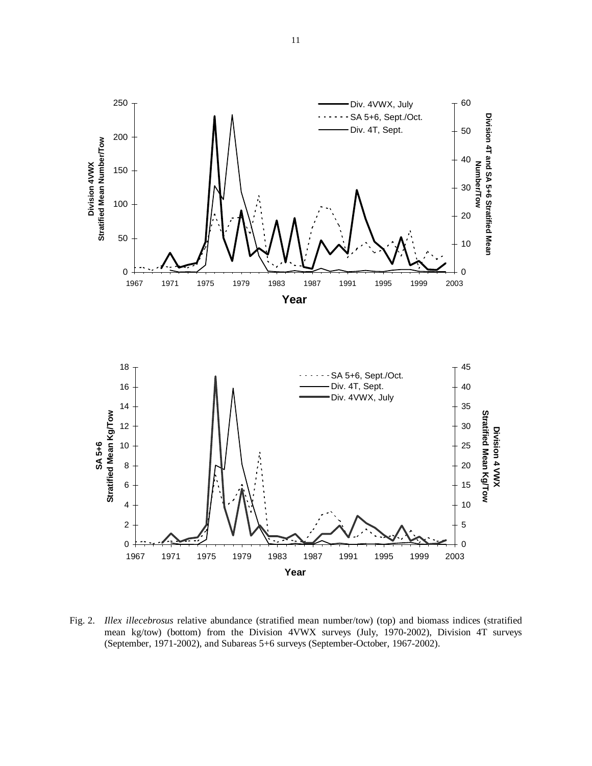Fig. 2. *Illex illecebrosus* relative abundance (stratified mean number/tow) (top) and biomass indices (stratified mean kg/tow) (bottom) from the Division 4VWX surveys (July, 1970-2002), Division 4T surveys (September, 1971-2002), and Subareas 5+6 surveys (September-October, 1967-2002).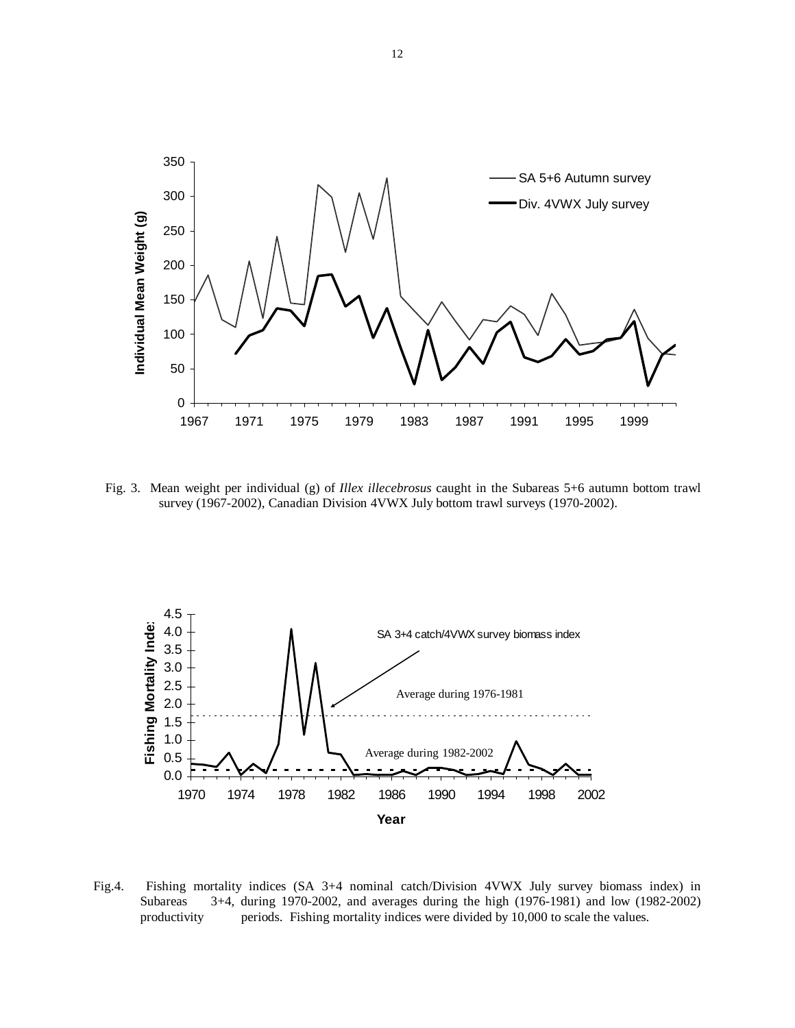Fig. 3. Mean weight per individual (g) of *Illex illecebrosus* caught in the Subareas 5+6 autumn bottom trawl survey (1967-2002), Canadian Division 4VWX July bottom trawl surveys (1970-2002).

Fig.4. Fishing mortality indices (SA 3+4 nominal catch/Division 4VWX July survey biomass index) in Subareas 3+4, during 1970-2002, and averages during the high (1976-1981) and low (1982-2002) productivity periods. Fishing mortality indices were divided by 10,000 to scale the values.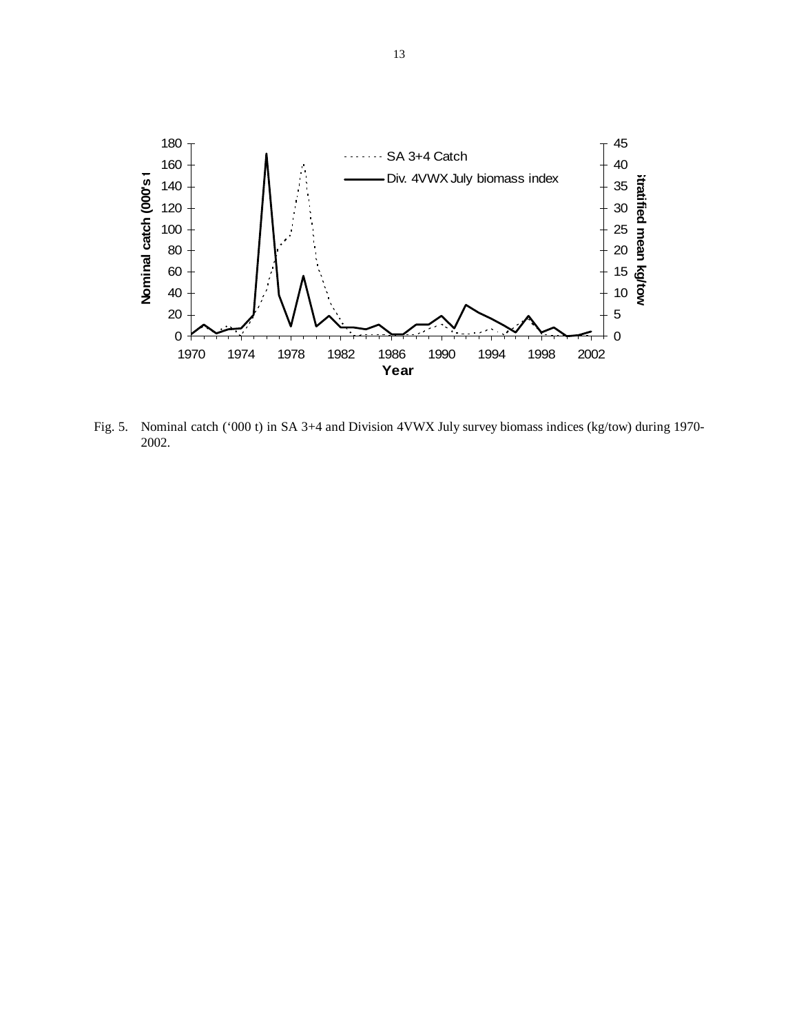180
160
140
120
100
80
60
40
20
0

Nominal catch (000's t

45
40
35
30
25
20
15
10
5
0

Stratified mean kg/tow

SA 3+4 Catch

Div. 4VWX July biomass index

1970 1974 1978 1982 1986 1990 1994 1998 2002

Year

Fig. 5. Nominal catch ('000 t) in SA 3+4 and Division 4VWX July survey biomass indices (kg/tow) during 1970-2002.